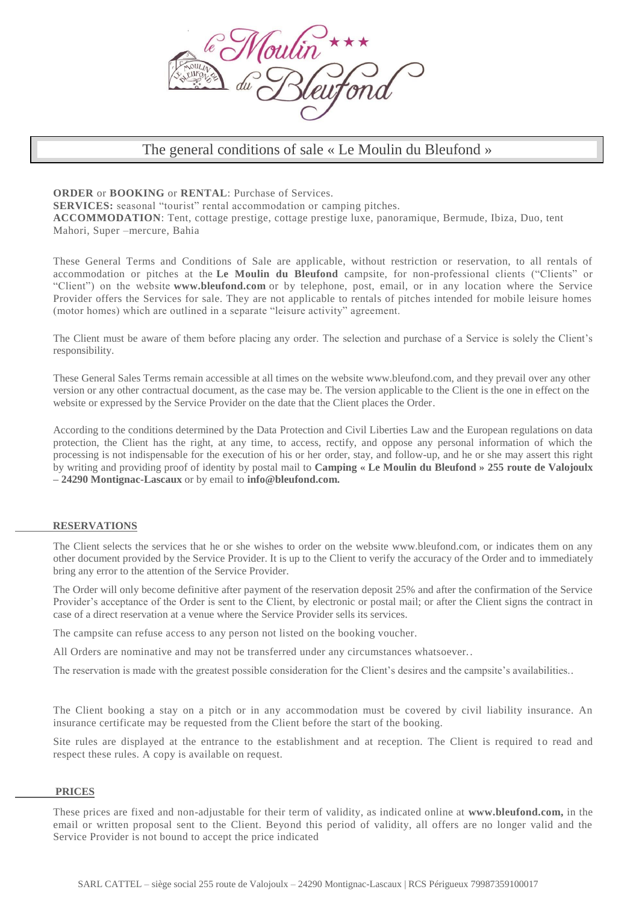# The general conditions of sale « Le Moulin du Bleufond »

**ORDER** or **BOOKING** or **RENTAL**: Purchase of Services.
**SERVICES:** seasonal "tourist" rental accommodation or camping pitches.
**ACCOMMODATION**: Tent, cottage prestige, cottage prestige luxe, panoramique, Bermude, Ibiza, Duo, tent Mahori, Super –mercure, Bahia

These General Terms and Conditions of Sale are applicable, without restriction or reservation, to all rentals of accommodation or pitches at the **Le Moulin du Bleufond** campsite, for non-professional clients ("Clients" or "Client") on the website **www.bleufond.com** or by telephone, post, email, or in any location where the Service Provider offers the Services for sale. They are not applicable to rentals of pitches intended for mobile leisure homes (motor homes) which are outlined in a separate "leisure activity" agreement.

The Client must be aware of them before placing any order. The selection and purchase of a Service is solely the Client's responsibility.

These General Sales Terms remain accessible at all times on the website www.bleufond.com, and they prevail over any other version or any other contractual document, as the case may be. The version applicable to the Client is the one in effect on the website or expressed by the Service Provider on the date that the Client places the Order.

According to the conditions determined by the Data Protection and Civil Liberties Law and the European regulations on data protection, the Client has the right, at any time, to access, rectify, and oppose any personal information of which the processing is not indispensable for the execution of his or her order, stay, and follow-up, and he or she may assert this right by writing and providing proof of identity by postal mail to **Camping « Le Moulin du Bleufond » 255 route de Valojoulx – 24290 Montignac-Lascaux** or by email to **info@bleufond.com.**

## RESERVATIONS

The Client selects the services that he or she wishes to order on the website www.bleufond.com, or indicates them on any other document provided by the Service Provider. It is up to the Client to verify the accuracy of the Order and to immediately bring any error to the attention of the Service Provider.

The Order will only become definitive after payment of the reservation deposit 25% and after the confirmation of the Service Provider's acceptance of the Order is sent to the Client, by electronic or postal mail; or after the Client signs the contract in case of a direct reservation at a venue where the Service Provider sells its services.

The campsite can refuse access to any person not listed on the booking voucher.

All Orders are nominative and may not be transferred under any circumstances whatsoever..

The reservation is made with the greatest possible consideration for the Client's desires and the campsite's availabilities..

The Client booking a stay on a pitch or in any accommodation must be covered by civil liability insurance. An insurance certificate may be requested from the Client before the start of the booking.

Site rules are displayed at the entrance to the establishment and at reception. The Client is required to read and respect these rules. A copy is available on request.

## PRICES

These prices are fixed and non-adjustable for their term of validity, as indicated online at **www.bleufond.com,** in the email or written proposal sent to the Client. Beyond this period of validity, all offers are no longer valid and the Service Provider is not bound to accept the price indicated

SARL CATTEL – siège social 255 route de Valojoulx – 24290 Montignac-Lascaux | RCS Périgueux 79987359100017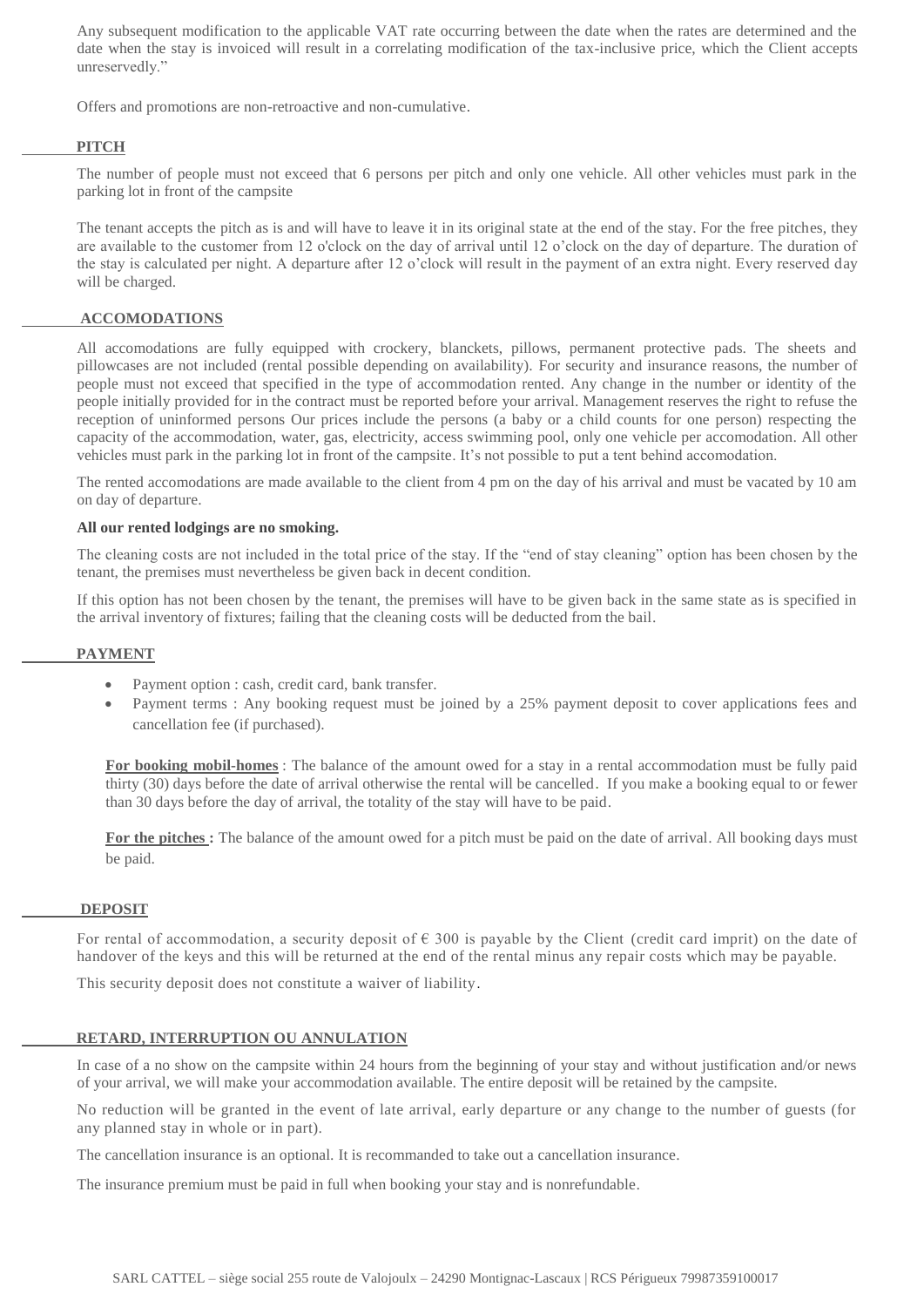Any subsequent modification to the applicable VAT rate occurring between the date when the rates are determined and the date when the stay is invoiced will result in a correlating modification of the tax-inclusive price, which the Client accepts unreservedly."

Offers and promotions are non-retroactive and non-cumulative.

## PITCH

The number of people must not exceed that 6 persons per pitch and only one vehicle. All other vehicles must park in the parking lot in front of the campsite

The tenant accepts the pitch as is and will have to leave it in its original state at the end of the stay. For the free pitches, they are available to the customer from 12 o'clock on the day of arrival until 12 o'clock on the day of departure. The duration of the stay is calculated per night. A departure after 12 o'clock will result in the payment of an extra night. Every reserved day will be charged.

## ACCOMODATIONS

All accomodations are fully equipped with crockery, blanckets, pillows, permanent protective pads. The sheets and pillowcases are not included (rental possible depending on availability). For security and insurance reasons, the number of people must not exceed that specified in the type of accommodation rented. Any change in the number or identity of the people initially provided for in the contract must be reported before your arrival. Management reserves the right to refuse the reception of uninformed persons Our prices include the persons (a baby or a child counts for one person) respecting the capacity of the accommodation, water, gas, electricity, access swimming pool, only one vehicle per accomodation. All other vehicles must park in the parking lot in front of the campsite. It's not possible to put a tent behind accomodation.

The rented accomodations are made available to the client from 4 pm on the day of his arrival and must be vacated by 10 am on day of departure.

**All our rented lodgings are no smoking.**

The cleaning costs are not included in the total price of the stay. If the "end of stay cleaning" option has been chosen by the tenant, the premises must nevertheless be given back in decent condition.

If this option has not been chosen by the tenant, the premises will have to be given back in the same state as is specified in the arrival inventory of fixtures; failing that the cleaning costs will be deducted from the bail.

## PAYMENT

- Payment option : cash, credit card, bank transfer.
- Payment terms : Any booking request must be joined by a 25% payment deposit to cover applications fees and cancellation fee (if purchased).

**For booking mobil-homes** : The balance of the amount owed for a stay in a rental accommodation must be fully paid thirty (30) days before the date of arrival otherwise the rental will be cancelled. If you make a booking equal to or fewer than 30 days before the day of arrival, the totality of the stay will have to be paid.

**For the pitches :** The balance of the amount owed for a pitch must be paid on the date of arrival. All booking days must be paid.

## DEPOSIT

For rental of accommodation, a security deposit of € 300 is payable by the Client (credit card imprit) on the date of handover of the keys and this will be returned at the end of the rental minus any repair costs which may be payable.

This security deposit does not constitute a waiver of liability.

## RETARD, INTERRUPTION OU ANNULATION

In case of a no show on the campsite within 24 hours from the beginning of your stay and without justification and/or news of your arrival, we will make your accommodation available. The entire deposit will be retained by the campsite.

No reduction will be granted in the event of late arrival, early departure or any change to the number of guests (for any planned stay in whole or in part).

The cancellation insurance is an optional. It is recommanded to take out a cancellation insurance.

The insurance premium must be paid in full when booking your stay and is nonrefundable.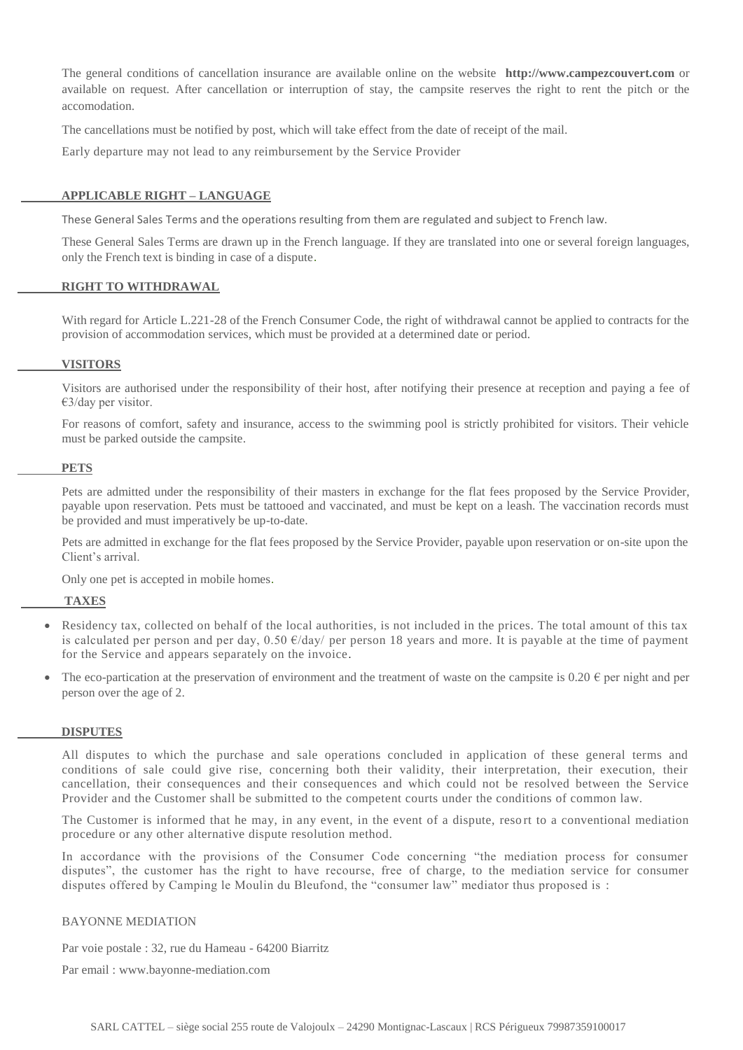The general conditions of cancellation insurance are available online on the website **http://www.campezcouvert.com** or available on request. After cancellation or interruption of stay, the campsite reserves the right to rent the pitch or the accomodation.

The cancellations must be notified by post, which will take effect from the date of receipt of the mail.

Early departure may not lead to any reimbursement by the Service Provider

## APPLICABLE RIGHT – LANGUAGE

These General Sales Terms and the operations resulting from them are regulated and subject to French law.

These General Sales Terms are drawn up in the French language. If they are translated into one or several foreign languages, only the French text is binding in case of a dispute.

## RIGHT TO WITHDRAWAL

With regard for Article L.221-28 of the French Consumer Code, the right of withdrawal cannot be applied to contracts for the provision of accommodation services, which must be provided at a determined date or period.

## VISITORS

Visitors are authorised under the responsibility of their host, after notifying their presence at reception and paying a fee of €3/day per visitor.

For reasons of comfort, safety and insurance, access to the swimming pool is strictly prohibited for visitors. Their vehicle must be parked outside the campsite.

## PETS

Pets are admitted under the responsibility of their masters in exchange for the flat fees proposed by the Service Provider, payable upon reservation. Pets must be tattooed and vaccinated, and must be kept on a leash. The vaccination records must be provided and must imperatively be up-to-date.

Pets are admitted in exchange for the flat fees proposed by the Service Provider, payable upon reservation or on-site upon the Client's arrival.

Only one pet is accepted in mobile homes.

## TAXES

- Residency tax, collected on behalf of the local authorities, is not included in the prices. The total amount of this tax is calculated per person and per day, 0.50 €/day/ per person 18 years and more. It is payable at the time of payment for the Service and appears separately on the invoice.
- The eco-partication at the preservation of environment and the treatment of waste on the campsite is 0.20 € per night and per person over the age of 2.

## DISPUTES

All disputes to which the purchase and sale operations concluded in application of these general terms and conditions of sale could give rise, concerning both their validity, their interpretation, their execution, their cancellation, their consequences and their consequences and which could not be resolved between the Service Provider and the Customer shall be submitted to the competent courts under the conditions of common law.

The Customer is informed that he may, in any event, in the event of a dispute, resort to a conventional mediation procedure or any other alternative dispute resolution method.

In accordance with the provisions of the Consumer Code concerning "the mediation process for consumer disputes", the customer has the right to have recourse, free of charge, to the mediation service for consumer disputes offered by Camping le Moulin du Bleufond, the "consumer law" mediator thus proposed is :

BAYONNE MEDIATION

Par voie postale : 32, rue du Hameau - 64200 Biarritz

Par email : www.bayonne-mediation.com

SARL CATTEL – siège social 255 route de Valojoulx – 24290 Montignac-Lascaux | RCS Périgueux 79987359100017